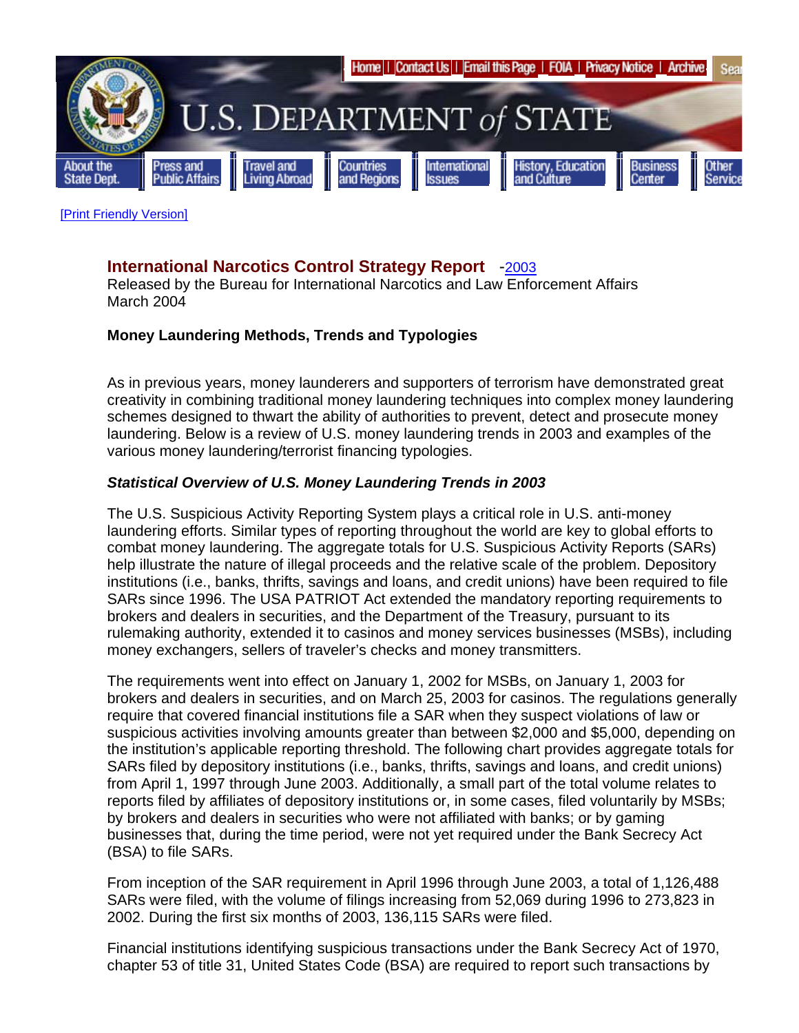[Print Friendly Version]

## International Narcotics Control Strategy Report -2003

Released by the Bureau for International Narcotics and Law Enforcement Affairs
March 2004

### Money Laundering Methods, Trends and Typologies

As in previous years, money launderers and supporters of terrorism have demonstrated great creativity in combining traditional money laundering techniques into complex money laundering schemes designed to thwart the ability of authorities to prevent, detect and prosecute money laundering. Below is a review of U.S. money laundering trends in 2003 and examples of the various money laundering/terrorist financing typologies.

***Statistical Overview of U.S. Money Laundering Trends in 2003***

The U.S. Suspicious Activity Reporting System plays a critical role in U.S. anti-money laundering efforts. Similar types of reporting throughout the world are key to global efforts to combat money laundering. The aggregate totals for U.S. Suspicious Activity Reports (SARs) help illustrate the nature of illegal proceeds and the relative scale of the problem. Depository institutions (i.e., banks, thrifts, savings and loans, and credit unions) have been required to file SARs since 1996. The USA PATRIOT Act extended the mandatory reporting requirements to brokers and dealers in securities, and the Department of the Treasury, pursuant to its rulemaking authority, extended it to casinos and money services businesses (MSBs), including money exchangers, sellers of traveler's checks and money transmitters.

The requirements went into effect on January 1, 2002 for MSBs, on January 1, 2003 for brokers and dealers in securities, and on March 25, 2003 for casinos. The regulations generally require that covered financial institutions file a SAR when they suspect violations of law or suspicious activities involving amounts greater than between $2,000 and $5,000, depending on the institution's applicable reporting threshold. The following chart provides aggregate totals for SARs filed by depository institutions (i.e., banks, thrifts, savings and loans, and credit unions) from April 1, 1997 through June 2003. Additionally, a small part of the total volume relates to reports filed by affiliates of depository institutions or, in some cases, filed voluntarily by MSBs; by brokers and dealers in securities who were not affiliated with banks; or by gaming businesses that, during the time period, were not yet required under the Bank Secrecy Act (BSA) to file SARs.

From inception of the SAR requirement in April 1996 through June 2003, a total of 1,126,488 SARs were filed, with the volume of filings increasing from 52,069 during 1996 to 273,823 in 2002. During the first six months of 2003, 136,115 SARs were filed.

Financial institutions identifying suspicious transactions under the Bank Secrecy Act of 1970, chapter 53 of title 31, United States Code (BSA) are required to report such transactions by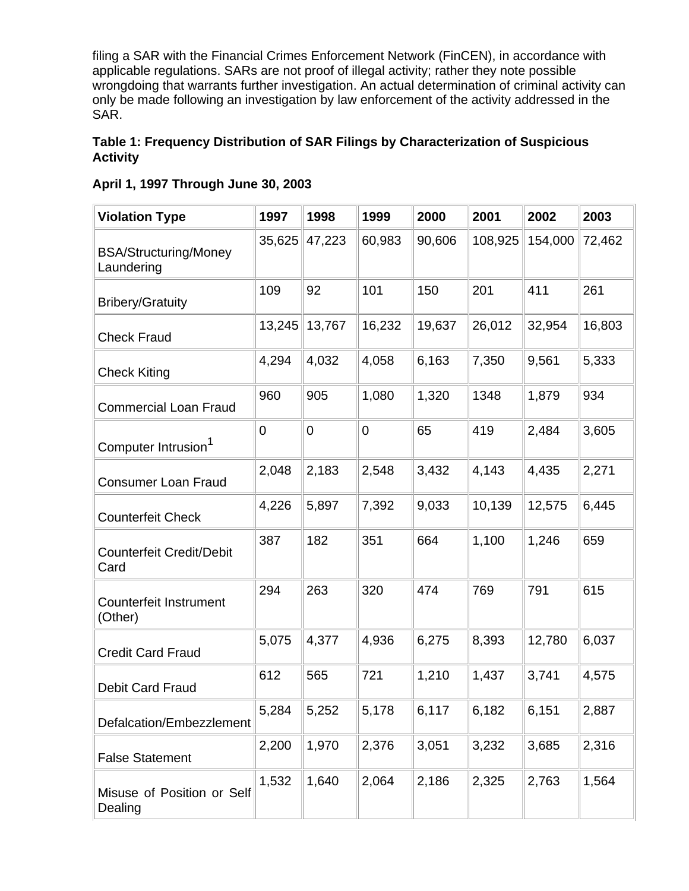filing a SAR with the Financial Crimes Enforcement Network (FinCEN), in accordance with applicable regulations. SARs are not proof of illegal activity; rather they note possible wrongdoing that warrants further investigation. An actual determination of criminal activity can only be made following an investigation by law enforcement of the activity addressed in the SAR.

**Table 1: Frequency Distribution of SAR Filings by Characterization of Suspicious Activity**

**April 1, 1997 Through June 30, 2003**

| Violation Type | 1997 | 1998 | 1999 | 2000 | 2001 | 2002 | 2003 |
|---|---|---|---|---|---|---|---|
| BSA/Structuring/Money Laundering | 35,625 | 47,223 | 60,983 | 90,606 | 108,925 | 154,000 | 72,462 |
| Bribery/Gratuity | 109 | 92 | 101 | 150 | 201 | 411 | 261 |
| Check Fraud | 13,245 | 13,767 | 16,232 | 19,637 | 26,012 | 32,954 | 16,803 |
| Check Kiting | 4,294 | 4,032 | 4,058 | 6,163 | 7,350 | 9,561 | 5,333 |
| Commercial Loan Fraud | 960 | 905 | 1,080 | 1,320 | 1348 | 1,879 | 934 |
| Computer Intrusion[1] | 0 | 0 | 0 | 65 | 419 | 2,484 | 3,605 |
| Consumer Loan Fraud | 2,048 | 2,183 | 2,548 | 3,432 | 4,143 | 4,435 | 2,271 |
| Counterfeit Check | 4,226 | 5,897 | 7,392 | 9,033 | 10,139 | 12,575 | 6,445 |
| Counterfeit Credit/Debit Card | 387 | 182 | 351 | 664 | 1,100 | 1,246 | 659 |
| Counterfeit Instrument (Other) | 294 | 263 | 320 | 474 | 769 | 791 | 615 |
| Credit Card Fraud | 5,075 | 4,377 | 4,936 | 6,275 | 8,393 | 12,780 | 6,037 |
| Debit Card Fraud | 612 | 565 | 721 | 1,210 | 1,437 | 3,741 | 4,575 |
| Defalcation/Embezzlement | 5,284 | 5,252 | 5,178 | 6,117 | 6,182 | 6,151 | 2,887 |
| False Statement | 2,200 | 1,970 | 2,376 | 3,051 | 3,232 | 3,685 | 2,316 |
| Misuse of Position or Self Dealing | 1,532 | 1,640 | 2,064 | 2,186 | 2,325 | 2,763 | 1,564 |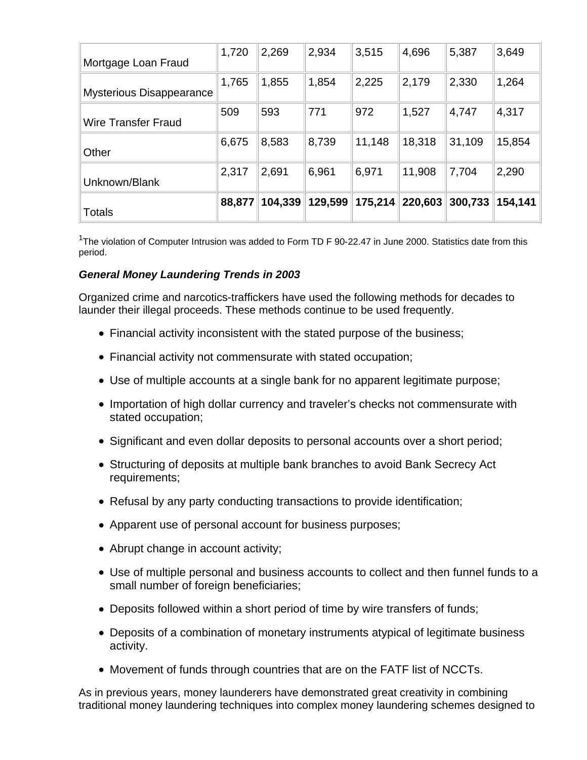| | | | | | | | |
|---|---|---|---|---|---|---|---|
| Mortgage Loan Fraud | 1,720 | 2,269 | 2,934 | 3,515 | 4,696 | 5,387 | 3,649 |
| Mysterious Disappearance | 1,765 | 1,855 | 1,854 | 2,225 | 2,179 | 2,330 | 1,264 |
| Wire Transfer Fraud | 509 | 593 | 771 | 972 | 1,527 | 4,747 | 4,317 |
| Other | 6,675 | 8,583 | 8,739 | 11,148 | 18,318 | 31,109 | 15,854 |
| Unknown/Blank | 2,317 | 2,691 | 6,961 | 6,971 | 11,908 | 7,704 | 2,290 |
| Totals | **88,877** | **104,339** | **129,599** | **175,214** | **220,603** | **300,733** | **154,141** |

[1]The violation of Computer Intrusion was added to Form TD F 90-22.47 in June 2000. Statistics date from this period.

***General Money Laundering Trends in 2003***

Organized crime and narcotics-traffickers have used the following methods for decades to launder their illegal proceeds. These methods continue to be used frequently.

- Financial activity inconsistent with the stated purpose of the business;
- Financial activity not commensurate with stated occupation;
- Use of multiple accounts at a single bank for no apparent legitimate purpose;
- Importation of high dollar currency and traveler's checks not commensurate with stated occupation;
- Significant and even dollar deposits to personal accounts over a short period;
- Structuring of deposits at multiple bank branches to avoid Bank Secrecy Act requirements;
- Refusal by any party conducting transactions to provide identification;
- Apparent use of personal account for business purposes;
- Abrupt change in account activity;
- Use of multiple personal and business accounts to collect and then funnel funds to a small number of foreign beneficiaries;
- Deposits followed within a short period of time by wire transfers of funds;
- Deposits of a combination of monetary instruments atypical of legitimate business activity.
- Movement of funds through countries that are on the FATF list of NCCTs.

As in previous years, money launderers have demonstrated great creativity in combining traditional money laundering techniques into complex money laundering schemes designed to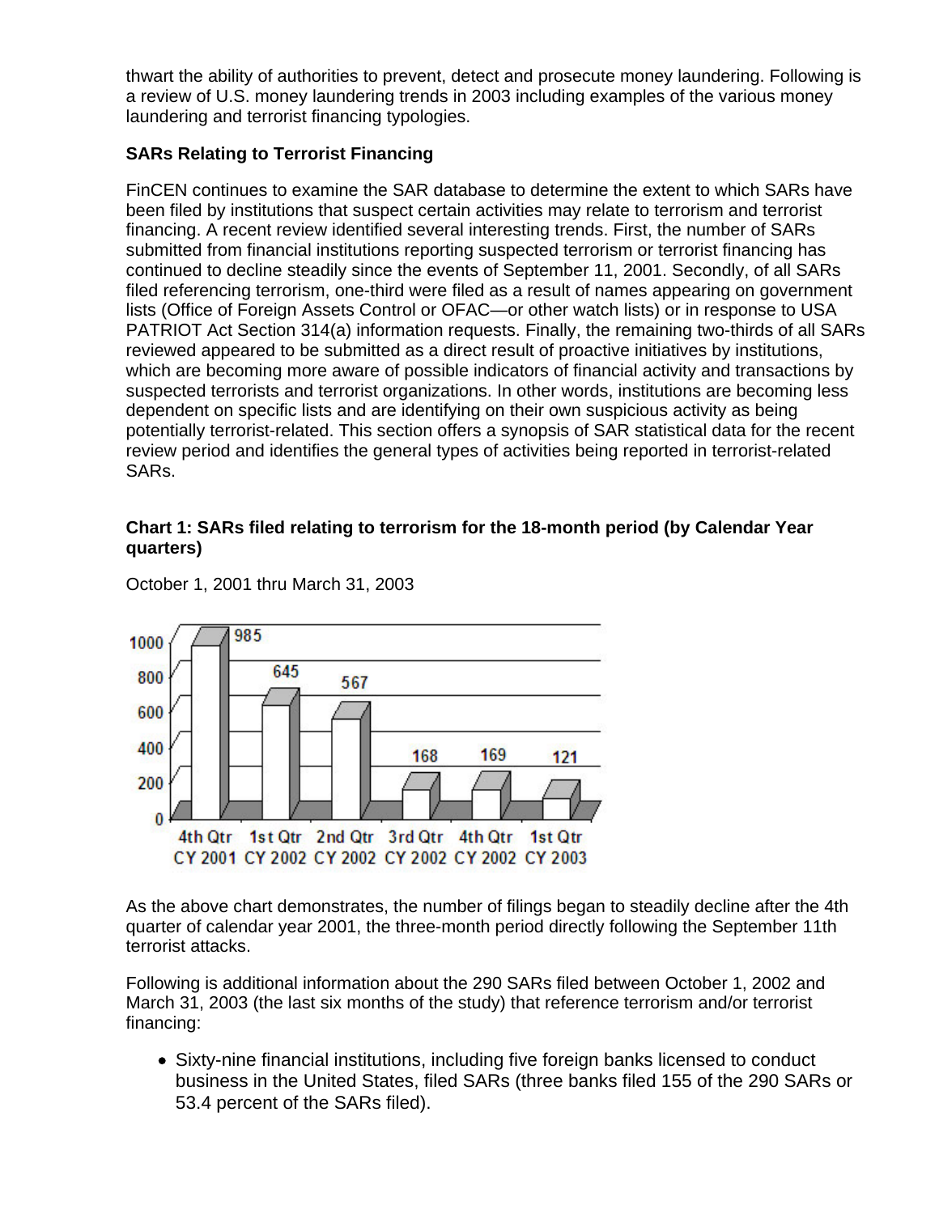thwart the ability of authorities to prevent, detect and prosecute money laundering. Following is a review of U.S. money laundering trends in 2003 including examples of the various money laundering and terrorist financing typologies.

**SARs Relating to Terrorist Financing**

FinCEN continues to examine the SAR database to determine the extent to which SARs have been filed by institutions that suspect certain activities may relate to terrorism and terrorist financing. A recent review identified several interesting trends. First, the number of SARs submitted from financial institutions reporting suspected terrorism or terrorist financing has continued to decline steadily since the events of September 11, 2001. Secondly, of all SARs filed referencing terrorism, one-third were filed as a result of names appearing on government lists (Office of Foreign Assets Control or OFAC—or other watch lists) or in response to USA PATRIOT Act Section 314(a) information requests. Finally, the remaining two-thirds of all SARs reviewed appeared to be submitted as a direct result of proactive initiatives by institutions, which are becoming more aware of possible indicators of financial activity and transactions by suspected terrorists and terrorist organizations. In other words, institutions are becoming less dependent on specific lists and are identifying on their own suspicious activity as being potentially terrorist-related. This section offers a synopsis of SAR statistical data for the recent review period and identifies the general types of activities being reported in terrorist-related SARs.

**Chart 1: SARs filed relating to terrorism for the 18-month period (by Calendar Year quarters)**

October 1, 2001 thru March 31, 2003

1000
800
600
400
200
0

985
645
567
168
169
121

4th Qtr CY 2001
1st Qtr CY 2002
2nd Qtr CY 2002
3rd Qtr CY 2002
4th Qtr CY 2002
1st Qtr CY 2003

As the above chart demonstrates, the number of filings began to steadily decline after the 4th quarter of calendar year 2001, the three-month period directly following the September 11th terrorist attacks.

Following is additional information about the 290 SARs filed between October 1, 2002 and March 31, 2003 (the last six months of the study) that reference terrorism and/or terrorist financing:

- Sixty-nine financial institutions, including five foreign banks licensed to conduct business in the United States, filed SARs (three banks filed 155 of the 290 SARs or 53.4 percent of the SARs filed).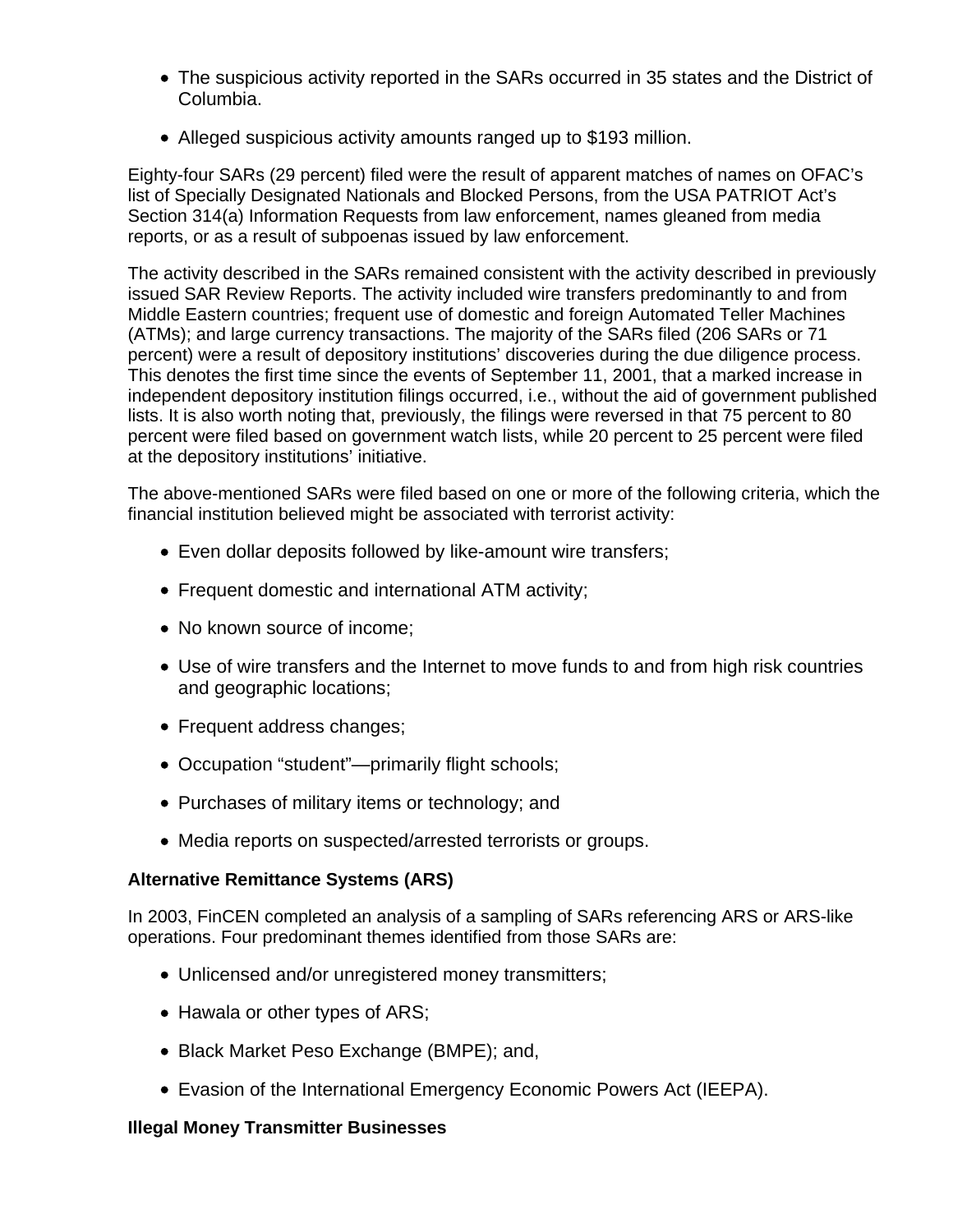- The suspicious activity reported in the SARs occurred in 35 states and the District of Columbia.
- Alleged suspicious activity amounts ranged up to $193 million.

Eighty-four SARs (29 percent) filed were the result of apparent matches of names on OFAC's list of Specially Designated Nationals and Blocked Persons, from the USA PATRIOT Act's Section 314(a) Information Requests from law enforcement, names gleaned from media reports, or as a result of subpoenas issued by law enforcement.

The activity described in the SARs remained consistent with the activity described in previously issued SAR Review Reports. The activity included wire transfers predominantly to and from Middle Eastern countries; frequent use of domestic and foreign Automated Teller Machines (ATMs); and large currency transactions. The majority of the SARs filed (206 SARs or 71 percent) were a result of depository institutions' discoveries during the due diligence process. This denotes the first time since the events of September 11, 2001, that a marked increase in independent depository institution filings occurred, i.e., without the aid of government published lists. It is also worth noting that, previously, the filings were reversed in that 75 percent to 80 percent were filed based on government watch lists, while 20 percent to 25 percent were filed at the depository institutions' initiative.

The above-mentioned SARs were filed based on one or more of the following criteria, which the financial institution believed might be associated with terrorist activity:

- Even dollar deposits followed by like-amount wire transfers;
- Frequent domestic and international ATM activity;
- No known source of income;
- Use of wire transfers and the Internet to move funds to and from high risk countries and geographic locations;
- Frequent address changes;
- Occupation "student"—primarily flight schools;
- Purchases of military items or technology; and
- Media reports on suspected/arrested terrorists or groups.

**Alternative Remittance Systems (ARS)**

In 2003, FinCEN completed an analysis of a sampling of SARs referencing ARS or ARS-like operations. Four predominant themes identified from those SARs are:

- Unlicensed and/or unregistered money transmitters;
- Hawala or other types of ARS;
- Black Market Peso Exchange (BMPE); and,
- Evasion of the International Emergency Economic Powers Act (IEEPA).

**Illegal Money Transmitter Businesses**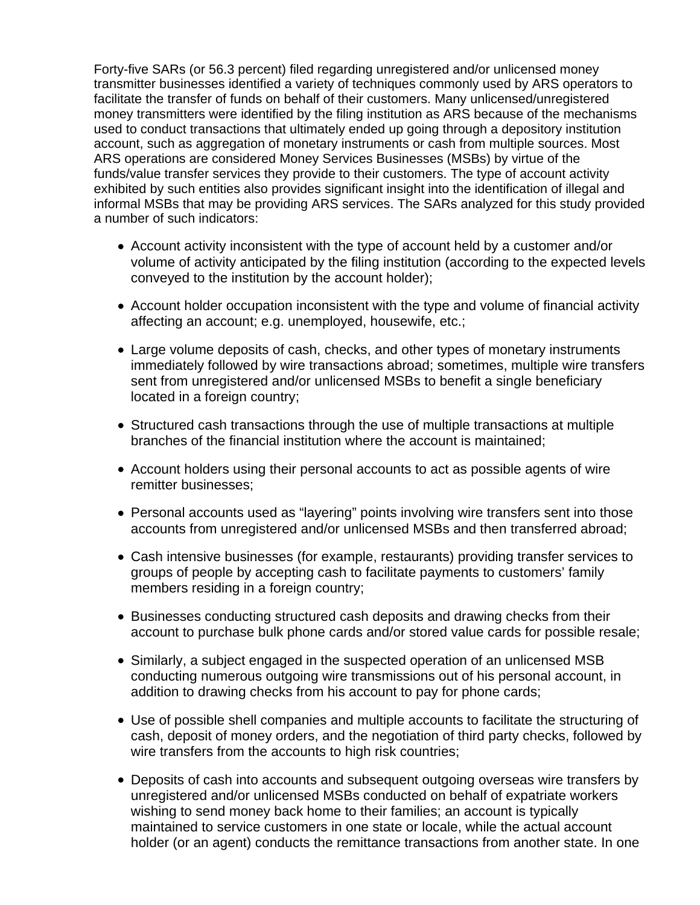Forty-five SARs (or 56.3 percent) filed regarding unregistered and/or unlicensed money transmitter businesses identified a variety of techniques commonly used by ARS operators to facilitate the transfer of funds on behalf of their customers. Many unlicensed/unregistered money transmitters were identified by the filing institution as ARS because of the mechanisms used to conduct transactions that ultimately ended up going through a depository institution account, such as aggregation of monetary instruments or cash from multiple sources. Most ARS operations are considered Money Services Businesses (MSBs) by virtue of the funds/value transfer services they provide to their customers. The type of account activity exhibited by such entities also provides significant insight into the identification of illegal and informal MSBs that may be providing ARS services. The SARs analyzed for this study provided a number of such indicators:

- Account activity inconsistent with the type of account held by a customer and/or volume of activity anticipated by the filing institution (according to the expected levels conveyed to the institution by the account holder);
- Account holder occupation inconsistent with the type and volume of financial activity affecting an account; e.g. unemployed, housewife, etc.;
- Large volume deposits of cash, checks, and other types of monetary instruments immediately followed by wire transactions abroad; sometimes, multiple wire transfers sent from unregistered and/or unlicensed MSBs to benefit a single beneficiary located in a foreign country;
- Structured cash transactions through the use of multiple transactions at multiple branches of the financial institution where the account is maintained;
- Account holders using their personal accounts to act as possible agents of wire remitter businesses;
- Personal accounts used as "layering" points involving wire transfers sent into those accounts from unregistered and/or unlicensed MSBs and then transferred abroad;
- Cash intensive businesses (for example, restaurants) providing transfer services to groups of people by accepting cash to facilitate payments to customers' family members residing in a foreign country;
- Businesses conducting structured cash deposits and drawing checks from their account to purchase bulk phone cards and/or stored value cards for possible resale;
- Similarly, a subject engaged in the suspected operation of an unlicensed MSB conducting numerous outgoing wire transmissions out of his personal account, in addition to drawing checks from his account to pay for phone cards;
- Use of possible shell companies and multiple accounts to facilitate the structuring of cash, deposit of money orders, and the negotiation of third party checks, followed by wire transfers from the accounts to high risk countries;
- Deposits of cash into accounts and subsequent outgoing overseas wire transfers by unregistered and/or unlicensed MSBs conducted on behalf of expatriate workers wishing to send money back home to their families; an account is typically maintained to service customers in one state or locale, while the actual account holder (or an agent) conducts the remittance transactions from another state. In one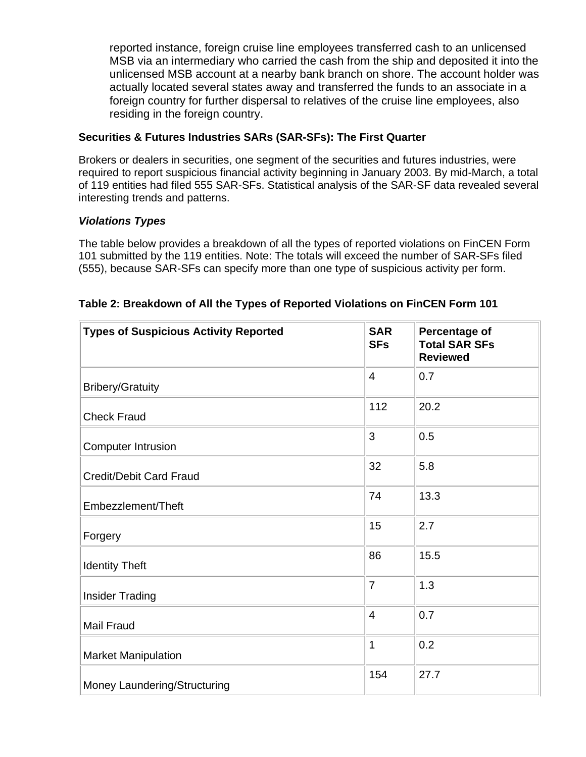reported instance, foreign cruise line employees transferred cash to an unlicensed MSB via an intermediary who carried the cash from the ship and deposited it into the unlicensed MSB account at a nearby bank branch on shore. The account holder was actually located several states away and transferred the funds to an associate in a foreign country for further dispersal to relatives of the cruise line employees, also residing in the foreign country.

**Securities & Futures Industries SARs (SAR-SFs): The First Quarter**

Brokers or dealers in securities, one segment of the securities and futures industries, were required to report suspicious financial activity beginning in January 2003. By mid-March, a total of 119 entities had filed 555 SAR-SFs. Statistical analysis of the SAR-SF data revealed several interesting trends and patterns.

***Violations Types***

The table below provides a breakdown of all the types of reported violations on FinCEN Form 101 submitted by the 119 entities. Note: The totals will exceed the number of SAR-SFs filed (555), because SAR-SFs can specify more than one type of suspicious activity per form.

**Table 2: Breakdown of All the Types of Reported Violations on FinCEN Form 101**

| Types of Suspicious Activity Reported | SAR SFs | Percentage of Total SAR SFs Reviewed |
|---|---|---|
| Bribery/Gratuity | 4 | 0.7 |
| Check Fraud | 112 | 20.2 |
| Computer Intrusion | 3 | 0.5 |
| Credit/Debit Card Fraud | 32 | 5.8 |
| Embezzlement/Theft | 74 | 13.3 |
| Forgery | 15 | 2.7 |
| Identity Theft | 86 | 15.5 |
| Insider Trading | 7 | 1.3 |
| Mail Fraud | 4 | 0.7 |
| Market Manipulation | 1 | 0.2 |
| Money Laundering/Structuring | 154 | 27.7 |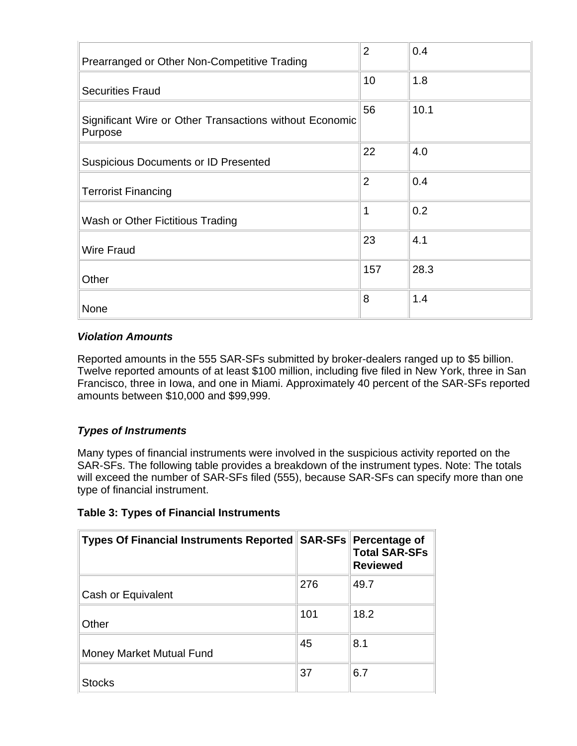| | | |
|---|---|---|
| Prearranged or Other Non-Competitive Trading | 2 | 0.4 |
| Securities Fraud | 10 | 1.8 |
| Significant Wire or Other Transactions without Economic Purpose | 56 | 10.1 |
| Suspicious Documents or ID Presented | 22 | 4.0 |
| Terrorist Financing | 2 | 0.4 |
| Wash or Other Fictitious Trading | 1 | 0.2 |
| Wire Fraud | 23 | 4.1 |
| Other | 157 | 28.3 |
| None | 8 | 1.4 |

***Violation Amounts***

Reported amounts in the 555 SAR-SFs submitted by broker-dealers ranged up to $5 billion. Twelve reported amounts of at least $100 million, including five filed in New York, three in San Francisco, three in Iowa, and one in Miami. Approximately 40 percent of the SAR-SFs reported amounts between $10,000 and $99,999.

***Types of Instruments***

Many types of financial instruments were involved in the suspicious activity reported on the SAR-SFs. The following table provides a breakdown of the instrument types. Note: The totals will exceed the number of SAR-SFs filed (555), because SAR-SFs can specify more than one type of financial instrument.

**Table 3: Types of Financial Instruments**

| Types Of Financial Instruments Reported | SAR-SFs | Percentage of Total SAR-SFs Reviewed |
|---|---|---|
| Cash or Equivalent | 276 | 49.7 |
| Other | 101 | 18.2 |
| Money Market Mutual Fund | 45 | 8.1 |
| Stocks | 37 | 6.7 |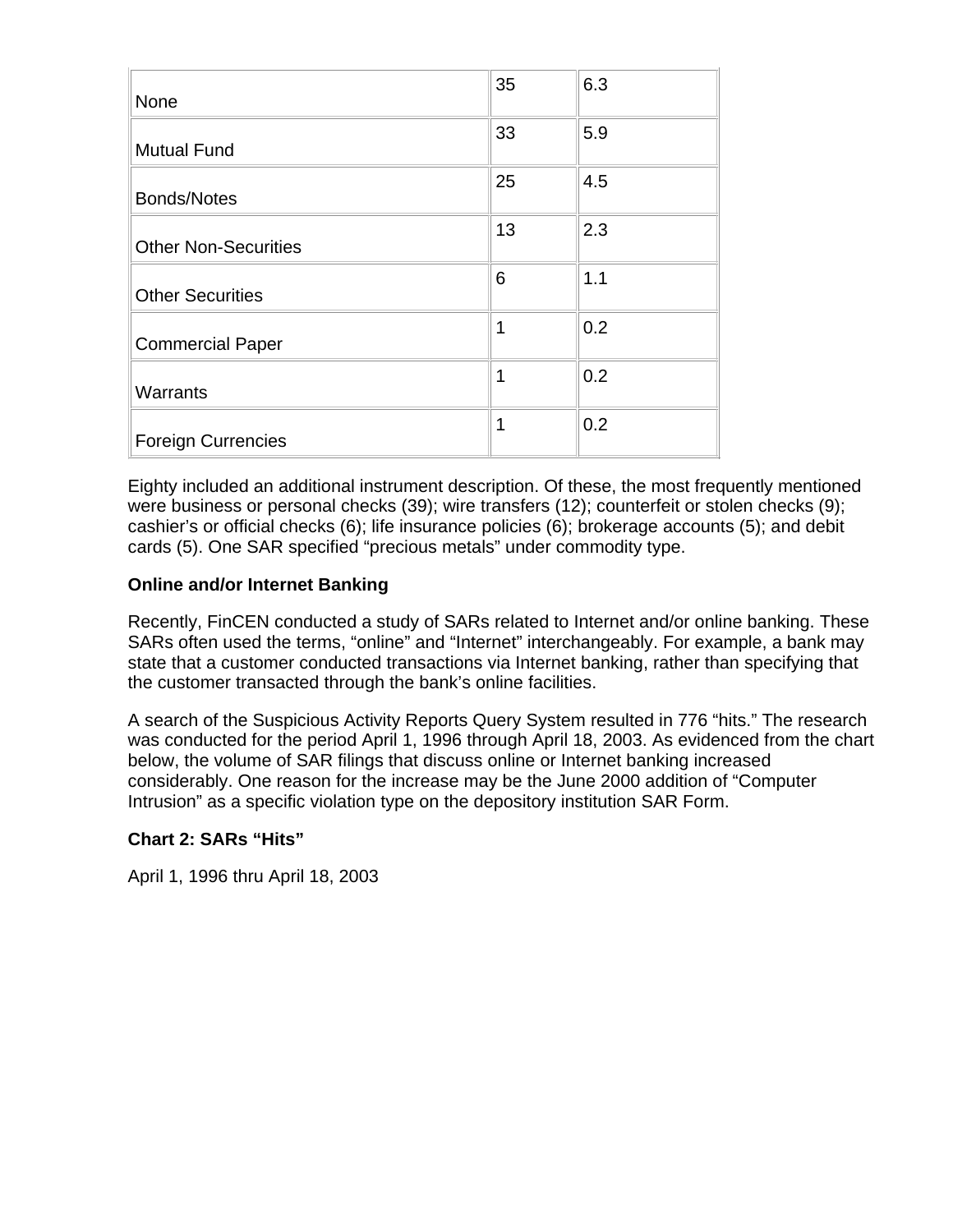| | | |
|---|---|---|
| None | 35 | 6.3 |
| Mutual Fund | 33 | 5.9 |
| Bonds/Notes | 25 | 4.5 |
| Other Non-Securities | 13 | 2.3 |
| Other Securities | 6 | 1.1 |
| Commercial Paper | 1 | 0.2 |
| Warrants | 1 | 0.2 |
| Foreign Currencies | 1 | 0.2 |

Eighty included an additional instrument description. Of these, the most frequently mentioned were business or personal checks (39); wire transfers (12); counterfeit or stolen checks (9); cashier's or official checks (6); life insurance policies (6); brokerage accounts (5); and debit cards (5). One SAR specified "precious metals" under commodity type.

**Online and/or Internet Banking**

Recently, FinCEN conducted a study of SARs related to Internet and/or online banking. These SARs often used the terms, "online" and "Internet" interchangeably. For example, a bank may state that a customer conducted transactions via Internet banking, rather than specifying that the customer transacted through the bank's online facilities.

A search of the Suspicious Activity Reports Query System resulted in 776 "hits." The research was conducted for the period April 1, 1996 through April 18, 2003. As evidenced from the chart below, the volume of SAR filings that discuss online or Internet banking increased considerably. One reason for the increase may be the June 2000 addition of "Computer Intrusion" as a specific violation type on the depository institution SAR Form.

**Chart 2: SARs "Hits"**

April 1, 1996 thru April 18, 2003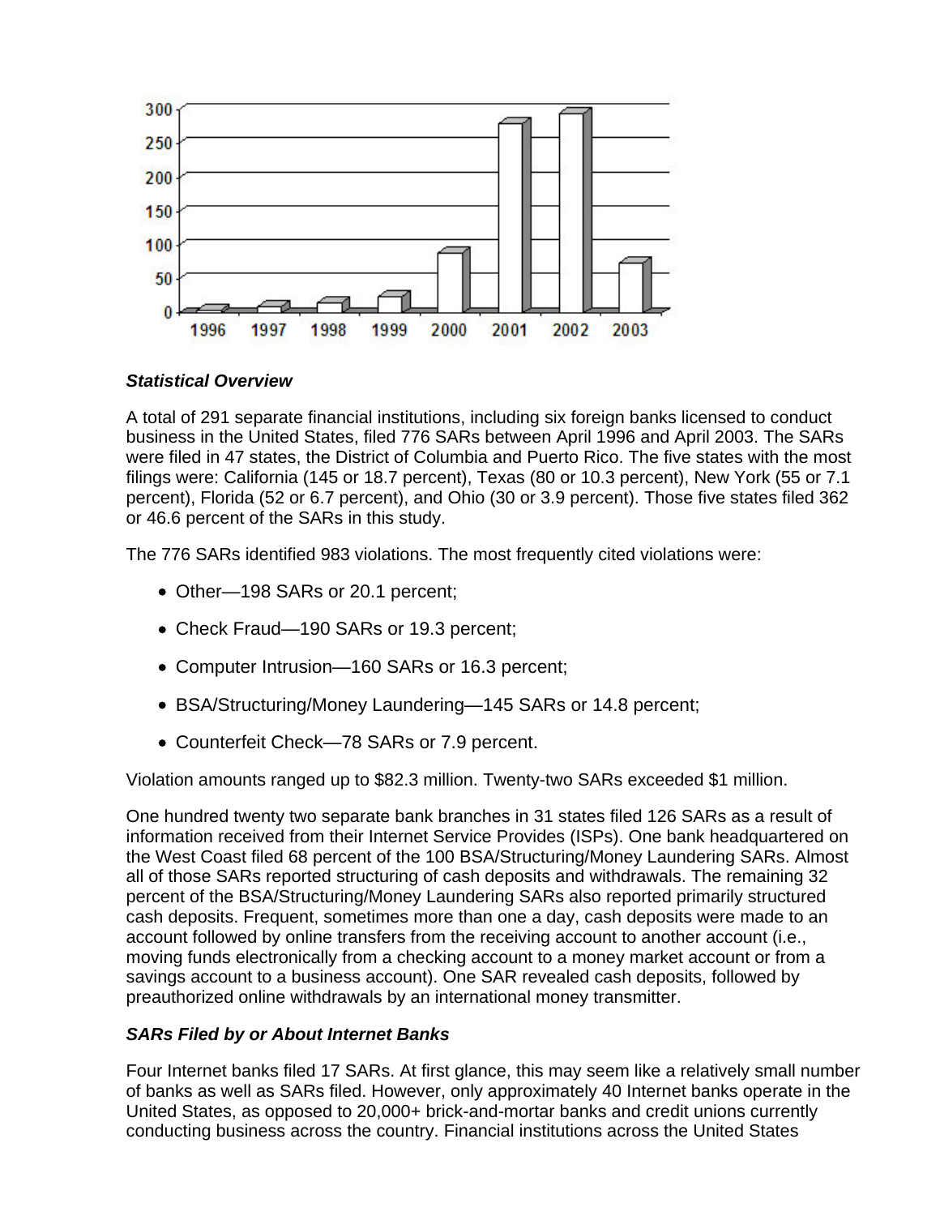300
250
200
150
100
50
0
1996 1997 1998 1999 2000 2001 2002 2003

### *Statistical Overview*

A total of 291 separate financial institutions, including six foreign banks licensed to conduct business in the United States, filed 776 SARs between April 1996 and April 2003. The SARs were filed in 47 states, the District of Columbia and Puerto Rico. The five states with the most filings were: California (145 or 18.7 percent), Texas (80 or 10.3 percent), New York (55 or 7.1 percent), Florida (52 or 6.7 percent), and Ohio (30 or 3.9 percent). Those five states filed 362 or 46.6 percent of the SARs in this study.

The 776 SARs identified 983 violations. The most frequently cited violations were:

- Other—198 SARs or 20.1 percent;
- Check Fraud—190 SARs or 19.3 percent;
- Computer Intrusion—160 SARs or 16.3 percent;
- BSA/Structuring/Money Laundering—145 SARs or 14.8 percent;
- Counterfeit Check—78 SARs or 7.9 percent.

Violation amounts ranged up to $82.3 million. Twenty-two SARs exceeded $1 million.

One hundred twenty two separate bank branches in 31 states filed 126 SARs as a result of information received from their Internet Service Provides (ISPs). One bank headquartered on the West Coast filed 68 percent of the 100 BSA/Structuring/Money Laundering SARs. Almost all of those SARs reported structuring of cash deposits and withdrawals. The remaining 32 percent of the BSA/Structuring/Money Laundering SARs also reported primarily structured cash deposits. Frequent, sometimes more than one a day, cash deposits were made to an account followed by online transfers from the receiving account to another account (i.e., moving funds electronically from a checking account to a money market account or from a savings account to a business account). One SAR revealed cash deposits, followed by preauthorized online withdrawals by an international money transmitter.

### *SARs Filed by or About Internet Banks*

Four Internet banks filed 17 SARs. At first glance, this may seem like a relatively small number of banks as well as SARs filed. However, only approximately 40 Internet banks operate in the United States, as opposed to 20,000+ brick-and-mortar banks and credit unions currently conducting business across the country. Financial institutions across the United States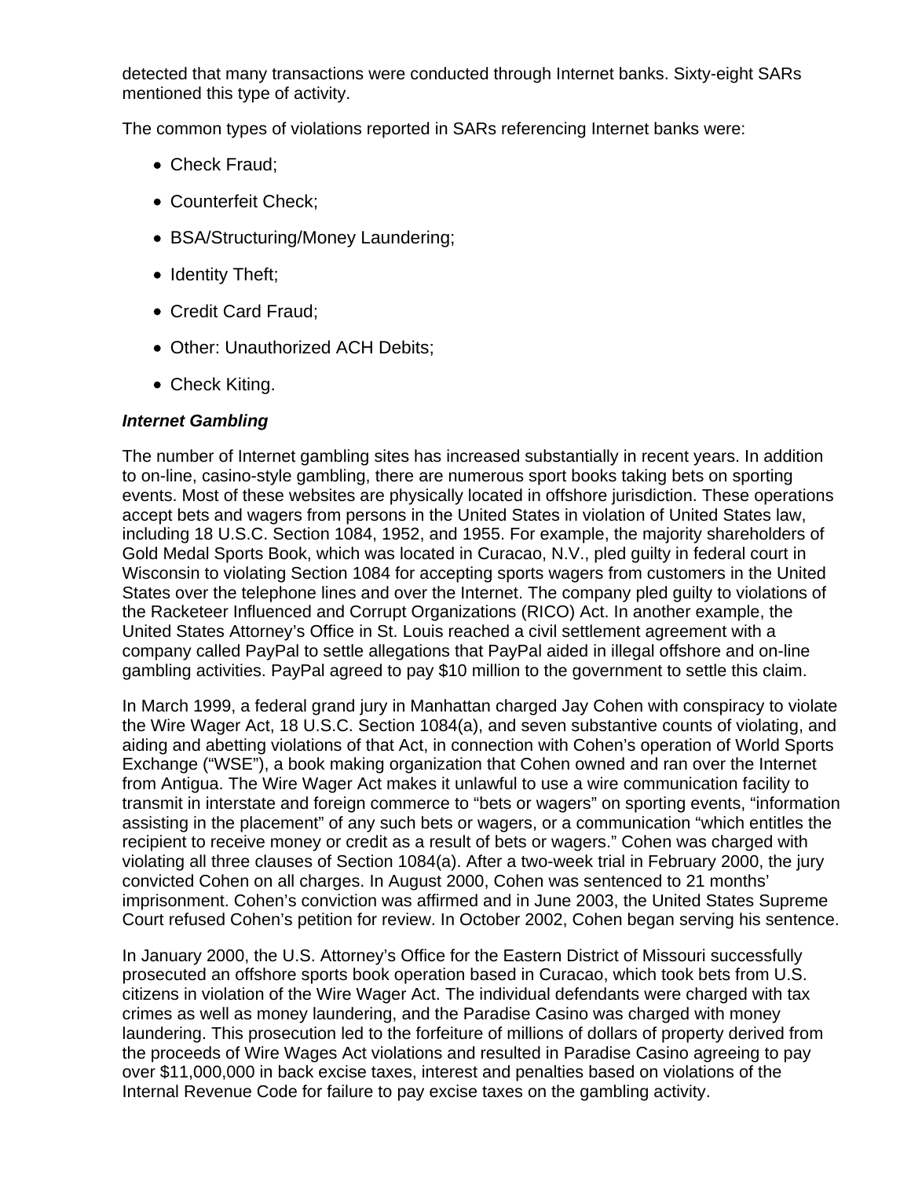detected that many transactions were conducted through Internet banks. Sixty-eight SARs mentioned this type of activity.

The common types of violations reported in SARs referencing Internet banks were:

- Check Fraud;
- Counterfeit Check;
- BSA/Structuring/Money Laundering;
- Identity Theft;
- Credit Card Fraud;
- Other: Unauthorized ACH Debits;
- Check Kiting.

***Internet Gambling***

The number of Internet gambling sites has increased substantially in recent years. In addition to on-line, casino-style gambling, there are numerous sport books taking bets on sporting events. Most of these websites are physically located in offshore jurisdiction. These operations accept bets and wagers from persons in the United States in violation of United States law, including 18 U.S.C. Section 1084, 1952, and 1955. For example, the majority shareholders of Gold Medal Sports Book, which was located in Curacao, N.V., pled guilty in federal court in Wisconsin to violating Section 1084 for accepting sports wagers from customers in the United States over the telephone lines and over the Internet. The company pled guilty to violations of the Racketeer Influenced and Corrupt Organizations (RICO) Act. In another example, the United States Attorney's Office in St. Louis reached a civil settlement agreement with a company called PayPal to settle allegations that PayPal aided in illegal offshore and on-line gambling activities. PayPal agreed to pay $10 million to the government to settle this claim.

In March 1999, a federal grand jury in Manhattan charged Jay Cohen with conspiracy to violate the Wire Wager Act, 18 U.S.C. Section 1084(a), and seven substantive counts of violating, and aiding and abetting violations of that Act, in connection with Cohen's operation of World Sports Exchange ("WSE"), a book making organization that Cohen owned and ran over the Internet from Antigua. The Wire Wager Act makes it unlawful to use a wire communication facility to transmit in interstate and foreign commerce to "bets or wagers" on sporting events, "information assisting in the placement" of any such bets or wagers, or a communication "which entitles the recipient to receive money or credit as a result of bets or wagers." Cohen was charged with violating all three clauses of Section 1084(a). After a two-week trial in February 2000, the jury convicted Cohen on all charges. In August 2000, Cohen was sentenced to 21 months' imprisonment. Cohen's conviction was affirmed and in June 2003, the United States Supreme Court refused Cohen's petition for review. In October 2002, Cohen began serving his sentence.

In January 2000, the U.S. Attorney's Office for the Eastern District of Missouri successfully prosecuted an offshore sports book operation based in Curacao, which took bets from U.S. citizens in violation of the Wire Wager Act. The individual defendants were charged with tax crimes as well as money laundering, and the Paradise Casino was charged with money laundering. This prosecution led to the forfeiture of millions of dollars of property derived from the proceeds of Wire Wages Act violations and resulted in Paradise Casino agreeing to pay over $11,000,000 in back excise taxes, interest and penalties based on violations of the Internal Revenue Code for failure to pay excise taxes on the gambling activity.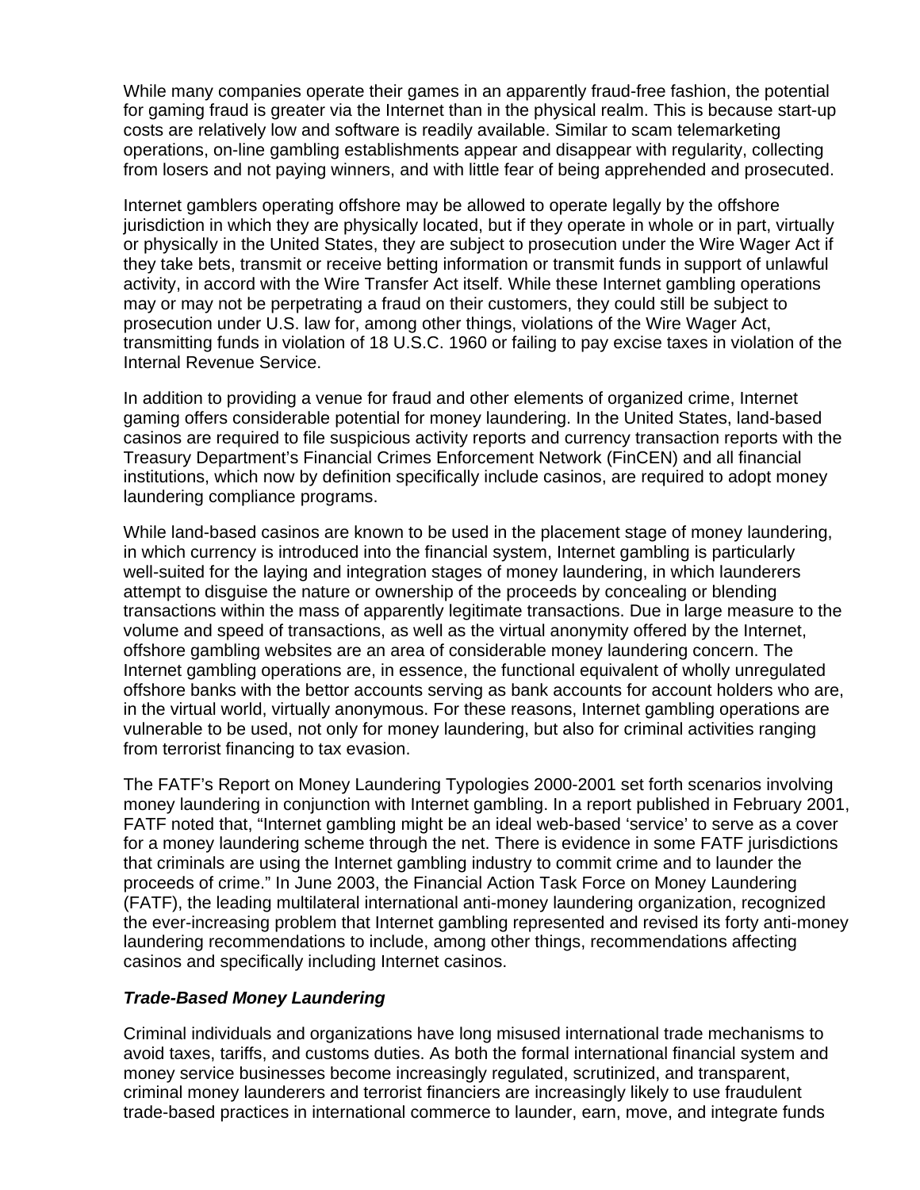While many companies operate their games in an apparently fraud-free fashion, the potential for gaming fraud is greater via the Internet than in the physical realm. This is because start-up costs are relatively low and software is readily available. Similar to scam telemarketing operations, on-line gambling establishments appear and disappear with regularity, collecting from losers and not paying winners, and with little fear of being apprehended and prosecuted.

Internet gamblers operating offshore may be allowed to operate legally by the offshore jurisdiction in which they are physically located, but if they operate in whole or in part, virtually or physically in the United States, they are subject to prosecution under the Wire Wager Act if they take bets, transmit or receive betting information or transmit funds in support of unlawful activity, in accord with the Wire Transfer Act itself. While these Internet gambling operations may or may not be perpetrating a fraud on their customers, they could still be subject to prosecution under U.S. law for, among other things, violations of the Wire Wager Act, transmitting funds in violation of 18 U.S.C. 1960 or failing to pay excise taxes in violation of the Internal Revenue Service.

In addition to providing a venue for fraud and other elements of organized crime, Internet gaming offers considerable potential for money laundering. In the United States, land-based casinos are required to file suspicious activity reports and currency transaction reports with the Treasury Department's Financial Crimes Enforcement Network (FinCEN) and all financial institutions, which now by definition specifically include casinos, are required to adopt money laundering compliance programs.

While land-based casinos are known to be used in the placement stage of money laundering, in which currency is introduced into the financial system, Internet gambling is particularly well-suited for the laying and integration stages of money laundering, in which launderers attempt to disguise the nature or ownership of the proceeds by concealing or blending transactions within the mass of apparently legitimate transactions. Due in large measure to the volume and speed of transactions, as well as the virtual anonymity offered by the Internet, offshore gambling websites are an area of considerable money laundering concern. The Internet gambling operations are, in essence, the functional equivalent of wholly unregulated offshore banks with the bettor accounts serving as bank accounts for account holders who are, in the virtual world, virtually anonymous. For these reasons, Internet gambling operations are vulnerable to be used, not only for money laundering, but also for criminal activities ranging from terrorist financing to tax evasion.

The FATF's Report on Money Laundering Typologies 2000-2001 set forth scenarios involving money laundering in conjunction with Internet gambling. In a report published in February 2001, FATF noted that, "Internet gambling might be an ideal web-based 'service' to serve as a cover for a money laundering scheme through the net. There is evidence in some FATF jurisdictions that criminals are using the Internet gambling industry to commit crime and to launder the proceeds of crime." In June 2003, the Financial Action Task Force on Money Laundering (FATF), the leading multilateral international anti-money laundering organization, recognized the ever-increasing problem that Internet gambling represented and revised its forty anti-money laundering recommendations to include, among other things, recommendations affecting casinos and specifically including Internet casinos.

***Trade-Based Money Laundering***

Criminal individuals and organizations have long misused international trade mechanisms to avoid taxes, tariffs, and customs duties. As both the formal international financial system and money service businesses become increasingly regulated, scrutinized, and transparent, criminal money launderers and terrorist financiers are increasingly likely to use fraudulent trade-based practices in international commerce to launder, earn, move, and integrate funds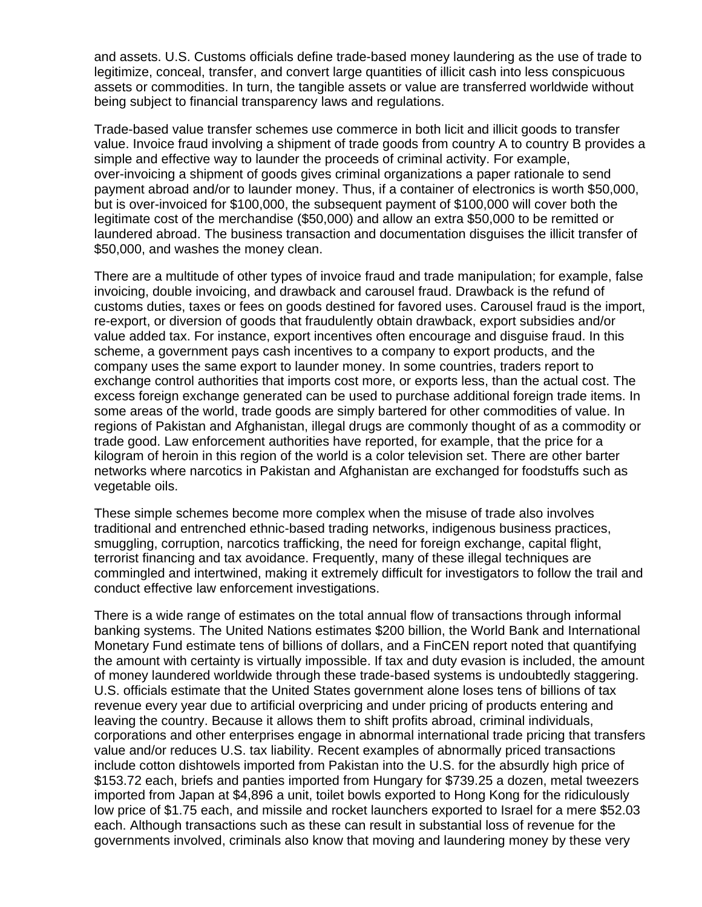and assets. U.S. Customs officials define trade-based money laundering as the use of trade to legitimize, conceal, transfer, and convert large quantities of illicit cash into less conspicuous assets or commodities. In turn, the tangible assets or value are transferred worldwide without being subject to financial transparency laws and regulations.

Trade-based value transfer schemes use commerce in both licit and illicit goods to transfer value. Invoice fraud involving a shipment of trade goods from country A to country B provides a simple and effective way to launder the proceeds of criminal activity. For example, over-invoicing a shipment of goods gives criminal organizations a paper rationale to send payment abroad and/or to launder money. Thus, if a container of electronics is worth $50,000, but is over-invoiced for $100,000, the subsequent payment of $100,000 will cover both the legitimate cost of the merchandise ($50,000) and allow an extra $50,000 to be remitted or laundered abroad. The business transaction and documentation disguises the illicit transfer of $50,000, and washes the money clean.

There are a multitude of other types of invoice fraud and trade manipulation; for example, false invoicing, double invoicing, and drawback and carousel fraud. Drawback is the refund of customs duties, taxes or fees on goods destined for favored uses. Carousel fraud is the import, re-export, or diversion of goods that fraudulently obtain drawback, export subsidies and/or value added tax. For instance, export incentives often encourage and disguise fraud. In this scheme, a government pays cash incentives to a company to export products, and the company uses the same export to launder money. In some countries, traders report to exchange control authorities that imports cost more, or exports less, than the actual cost. The excess foreign exchange generated can be used to purchase additional foreign trade items. In some areas of the world, trade goods are simply bartered for other commodities of value. In regions of Pakistan and Afghanistan, illegal drugs are commonly thought of as a commodity or trade good. Law enforcement authorities have reported, for example, that the price for a kilogram of heroin in this region of the world is a color television set. There are other barter networks where narcotics in Pakistan and Afghanistan are exchanged for foodstuffs such as vegetable oils.

These simple schemes become more complex when the misuse of trade also involves traditional and entrenched ethnic-based trading networks, indigenous business practices, smuggling, corruption, narcotics trafficking, the need for foreign exchange, capital flight, terrorist financing and tax avoidance. Frequently, many of these illegal techniques are commingled and intertwined, making it extremely difficult for investigators to follow the trail and conduct effective law enforcement investigations.

There is a wide range of estimates on the total annual flow of transactions through informal banking systems. The United Nations estimates $200 billion, the World Bank and International Monetary Fund estimate tens of billions of dollars, and a FinCEN report noted that quantifying the amount with certainty is virtually impossible. If tax and duty evasion is included, the amount of money laundered worldwide through these trade-based systems is undoubtedly staggering. U.S. officials estimate that the United States government alone loses tens of billions of tax revenue every year due to artificial overpricing and under pricing of products entering and leaving the country. Because it allows them to shift profits abroad, criminal individuals, corporations and other enterprises engage in abnormal international trade pricing that transfers value and/or reduces U.S. tax liability. Recent examples of abnormally priced transactions include cotton dishtowels imported from Pakistan into the U.S. for the absurdly high price of $153.72 each, briefs and panties imported from Hungary for $739.25 a dozen, metal tweezers imported from Japan at $4,896 a unit, toilet bowls exported to Hong Kong for the ridiculously low price of $1.75 each, and missile and rocket launchers exported to Israel for a mere $52.03 each. Although transactions such as these can result in substantial loss of revenue for the governments involved, criminals also know that moving and laundering money by these very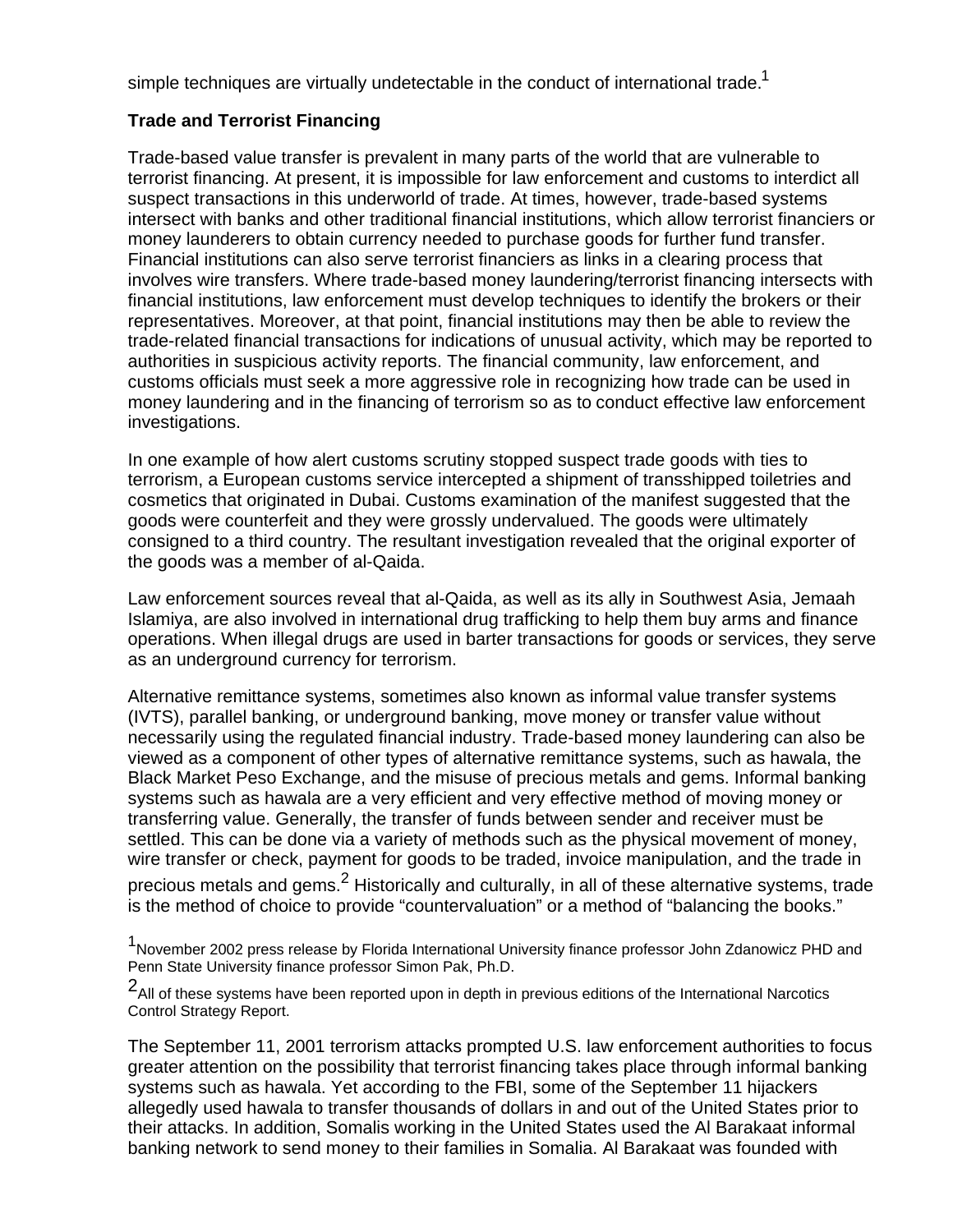simple techniques are virtually undetectable in the conduct of international trade.[1]

**Trade and Terrorist Financing**

Trade-based value transfer is prevalent in many parts of the world that are vulnerable to terrorist financing. At present, it is impossible for law enforcement and customs to interdict all suspect transactions in this underworld of trade. At times, however, trade-based systems intersect with banks and other traditional financial institutions, which allow terrorist financiers or money launderers to obtain currency needed to purchase goods for further fund transfer. Financial institutions can also serve terrorist financiers as links in a clearing process that involves wire transfers. Where trade-based money laundering/terrorist financing intersects with financial institutions, law enforcement must develop techniques to identify the brokers or their representatives. Moreover, at that point, financial institutions may then be able to review the trade-related financial transactions for indications of unusual activity, which may be reported to authorities in suspicious activity reports. The financial community, law enforcement, and customs officials must seek a more aggressive role in recognizing how trade can be used in money laundering and in the financing of terrorism so as to conduct effective law enforcement investigations.

In one example of how alert customs scrutiny stopped suspect trade goods with ties to terrorism, a European customs service intercepted a shipment of transshipped toiletries and cosmetics that originated in Dubai. Customs examination of the manifest suggested that the goods were counterfeit and they were grossly undervalued. The goods were ultimately consigned to a third country. The resultant investigation revealed that the original exporter of the goods was a member of al-Qaida.

Law enforcement sources reveal that al-Qaida, as well as its ally in Southwest Asia, Jemaah Islamiya, are also involved in international drug trafficking to help them buy arms and finance operations. When illegal drugs are used in barter transactions for goods or services, they serve as an underground currency for terrorism.

Alternative remittance systems, sometimes also known as informal value transfer systems (IVTS), parallel banking, or underground banking, move money or transfer value without necessarily using the regulated financial industry. Trade-based money laundering can also be viewed as a component of other types of alternative remittance systems, such as hawala, the Black Market Peso Exchange, and the misuse of precious metals and gems. Informal banking systems such as hawala are a very efficient and very effective method of moving money or transferring value. Generally, the transfer of funds between sender and receiver must be settled. This can be done via a variety of methods such as the physical movement of money, wire transfer or check, payment for goods to be traded, invoice manipulation, and the trade in precious metals and gems.[2] Historically and culturally, in all of these alternative systems, trade is the method of choice to provide "countervaluation" or a method of "balancing the books."

[1] November 2002 press release by Florida International University finance professor John Zdanowicz PHD and Penn State University finance professor Simon Pak, Ph.D.

[2] All of these systems have been reported upon in depth in previous editions of the International Narcotics Control Strategy Report.

The September 11, 2001 terrorism attacks prompted U.S. law enforcement authorities to focus greater attention on the possibility that terrorist financing takes place through informal banking systems such as hawala. Yet according to the FBI, some of the September 11 hijackers allegedly used hawala to transfer thousands of dollars in and out of the United States prior to their attacks. In addition, Somalis working in the United States used the Al Barakaat informal banking network to send money to their families in Somalia. Al Barakaat was founded with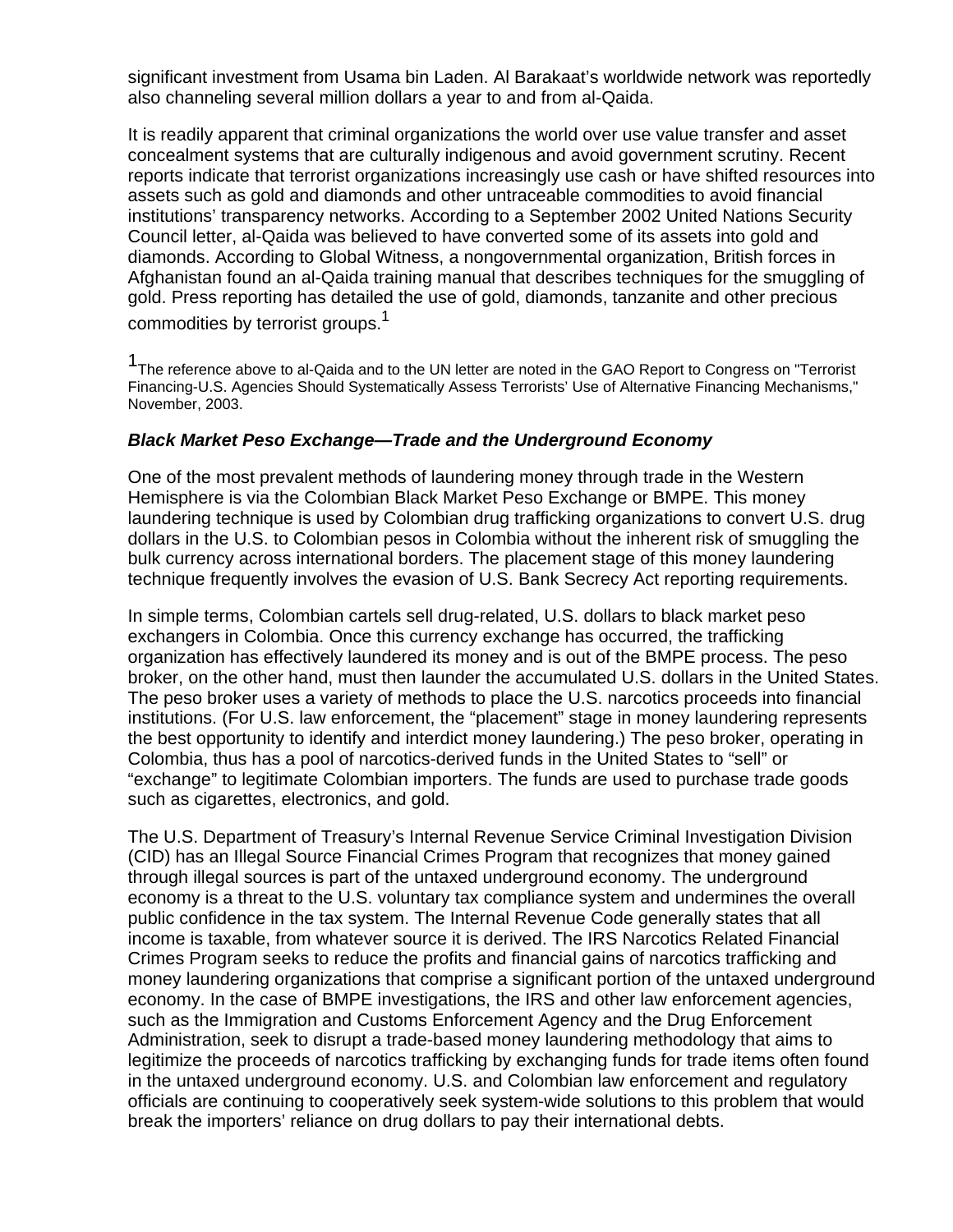significant investment from Usama bin Laden. Al Barakaat's worldwide network was reportedly also channeling several million dollars a year to and from al-Qaida.

It is readily apparent that criminal organizations the world over use value transfer and asset concealment systems that are culturally indigenous and avoid government scrutiny. Recent reports indicate that terrorist organizations increasingly use cash or have shifted resources into assets such as gold and diamonds and other untraceable commodities to avoid financial institutions' transparency networks. According to a September 2002 United Nations Security Council letter, al-Qaida was believed to have converted some of its assets into gold and diamonds. According to Global Witness, a nongovernmental organization, British forces in Afghanistan found an al-Qaida training manual that describes techniques for the smuggling of gold. Press reporting has detailed the use of gold, diamonds, tanzanite and other precious commodities by terrorist groups.[1]

[1] The reference above to al-Qaida and to the UN letter are noted in the GAO Report to Congress on "Terrorist Financing-U.S. Agencies Should Systematically Assess Terrorists' Use of Alternative Financing Mechanisms," November, 2003.

### *Black Market Peso Exchange—Trade and the Underground Economy*

One of the most prevalent methods of laundering money through trade in the Western Hemisphere is via the Colombian Black Market Peso Exchange or BMPE. This money laundering technique is used by Colombian drug trafficking organizations to convert U.S. drug dollars in the U.S. to Colombian pesos in Colombia without the inherent risk of smuggling the bulk currency across international borders. The placement stage of this money laundering technique frequently involves the evasion of U.S. Bank Secrecy Act reporting requirements.

In simple terms, Colombian cartels sell drug-related, U.S. dollars to black market peso exchangers in Colombia. Once this currency exchange has occurred, the trafficking organization has effectively laundered its money and is out of the BMPE process. The peso broker, on the other hand, must then launder the accumulated U.S. dollars in the United States. The peso broker uses a variety of methods to place the U.S. narcotics proceeds into financial institutions. (For U.S. law enforcement, the "placement" stage in money laundering represents the best opportunity to identify and interdict money laundering.) The peso broker, operating in Colombia, thus has a pool of narcotics-derived funds in the United States to "sell" or "exchange" to legitimate Colombian importers. The funds are used to purchase trade goods such as cigarettes, electronics, and gold.

The U.S. Department of Treasury's Internal Revenue Service Criminal Investigation Division (CID) has an Illegal Source Financial Crimes Program that recognizes that money gained through illegal sources is part of the untaxed underground economy. The underground economy is a threat to the U.S. voluntary tax compliance system and undermines the overall public confidence in the tax system. The Internal Revenue Code generally states that all income is taxable, from whatever source it is derived. The IRS Narcotics Related Financial Crimes Program seeks to reduce the profits and financial gains of narcotics trafficking and money laundering organizations that comprise a significant portion of the untaxed underground economy. In the case of BMPE investigations, the IRS and other law enforcement agencies, such as the Immigration and Customs Enforcement Agency and the Drug Enforcement Administration, seek to disrupt a trade-based money laundering methodology that aims to legitimize the proceeds of narcotics trafficking by exchanging funds for trade items often found in the untaxed underground economy. U.S. and Colombian law enforcement and regulatory officials are continuing to cooperatively seek system-wide solutions to this problem that would break the importers' reliance on drug dollars to pay their international debts.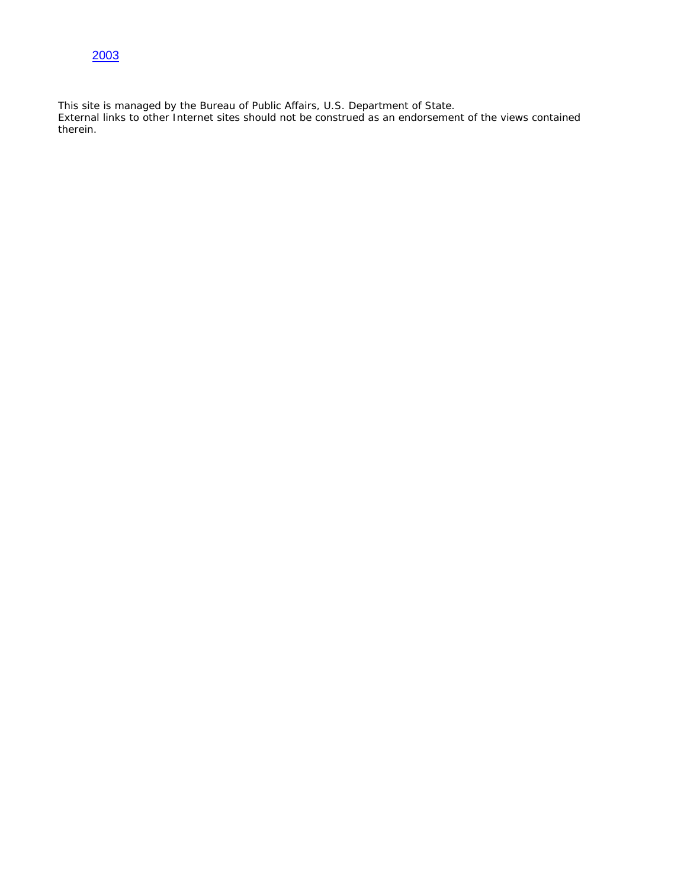[2003]()

This site is managed by the Bureau of Public Affairs, U.S. Department of State.
External links to other Internet sites should not be construed as an endorsement of the views contained therein.